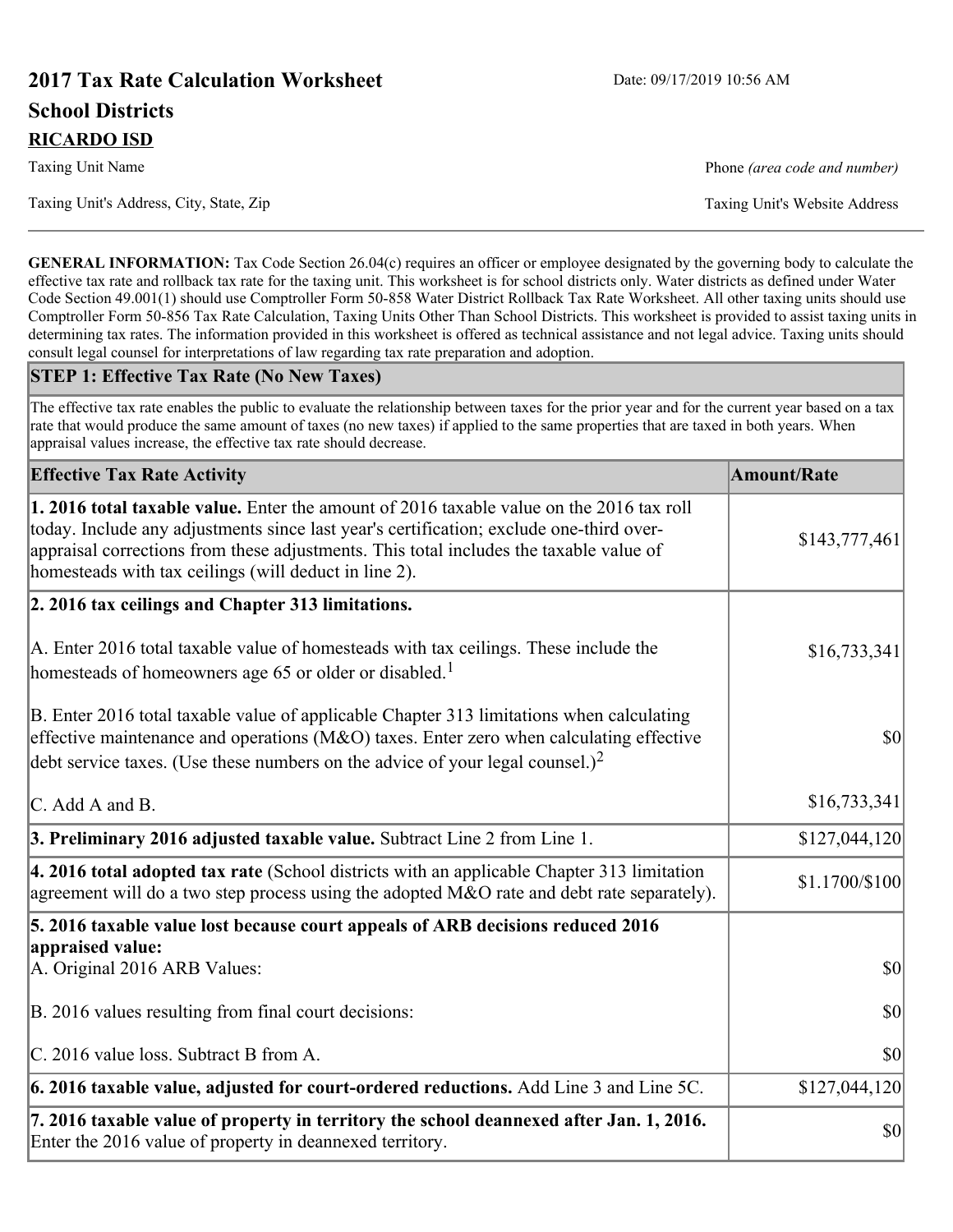# 2017 Tax Rate Calculation Worksheet

Date: 09/17/2019 10:56 AM

## School Districts

**RICARDO ISD**

Taxing Unit Name

Phone *(area code and number)*

Taxing Unit's Address, City, State, Zip

Taxing Unit's Website Address

**GENERAL INFORMATION:** Tax Code Section 26.04(c) requires an officer or employee designated by the governing body to calculate the effective tax rate and rollback tax rate for the taxing unit. This worksheet is for school districts only. Water districts as defined under Water Code Section 49.001(1) should use Comptroller Form 50-858 Water District Rollback Tax Rate Worksheet. All other taxing units should use Comptroller Form 50-856 Tax Rate Calculation, Taxing Units Other Than School Districts. This worksheet is provided to assist taxing units in determining tax rates. The information provided in this worksheet is offered as technical assistance and not legal advice. Taxing units should consult legal counsel for interpretations of law regarding tax rate preparation and adoption.

### STEP 1: Effective Tax Rate (No New Taxes)

The effective tax rate enables the public to evaluate the relationship between taxes for the prior year and for the current year based on a tax rate that would produce the same amount of taxes (no new taxes) if applied to the same properties that are taxed in both years. When appraisal values increase, the effective tax rate should decrease.

| Effective Tax Rate Activity | Amount/Rate |
|---|---|
| **1. 2016 total taxable value.** Enter the amount of 2016 taxable value on the 2016 tax roll today. Include any adjustments since last year's certification; exclude one-third over-appraisal corrections from these adjustments. This total includes the taxable value of homesteads with tax ceilings (will deduct in line 2). | $143,777,461 |
| **2. 2016 tax ceilings and Chapter 313 limitations.** | |
| A. Enter 2016 total taxable value of homesteads with tax ceilings. These include the homesteads of homeowners age 65 or older or disabled.[1] | $16,733,341 |
| B. Enter 2016 total taxable value of applicable Chapter 313 limitations when calculating effective maintenance and operations (M&O) taxes. Enter zero when calculating effective debt service taxes. (Use these numbers on the advice of your legal counsel.)[2] | $0 |
| C. Add A and B. | $16,733,341 |
| **3. Preliminary 2016 adjusted taxable value.** Subtract Line 2 from Line 1. | $127,044,120 |
| **4. 2016 total adopted tax rate** (School districts with an applicable Chapter 313 limitation agreement will do a two step process using the adopted M&O rate and debt rate separately). | $1.1700/$100 |
| **5. 2016 taxable value lost because court appeals of ARB decisions reduced 2016 appraised value:** | |
| A. Original 2016 ARB Values: | $0 |
| B. 2016 values resulting from final court decisions: | $0 |
| C. 2016 value loss. Subtract B from A. | $0 |
| **6. 2016 taxable value, adjusted for court-ordered reductions.** Add Line 3 and Line 5C. | $127,044,120 |
| **7. 2016 taxable value of property in territory the school deannexed after Jan. 1, 2016.** Enter the 2016 value of property in deannexed territory. | $0 |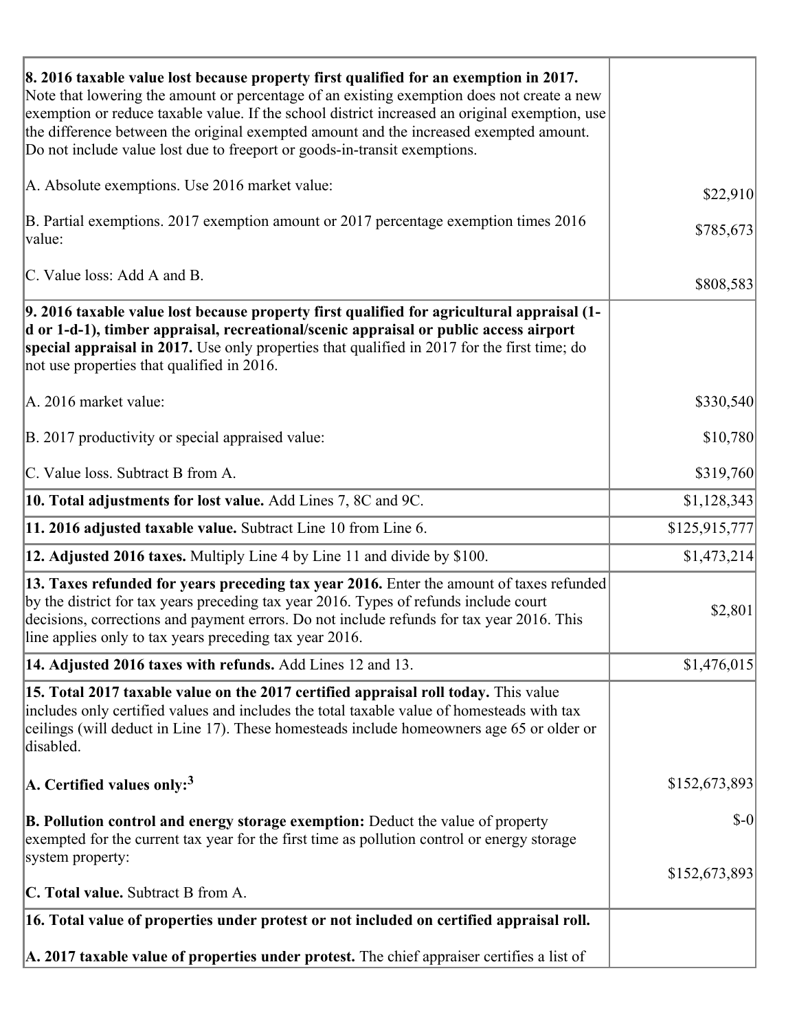| | |
|---|---|
| **8. 2016 taxable value lost because property first qualified for an exemption in 2017.** Note that lowering the amount or percentage of an existing exemption does not create a new exemption or reduce taxable value. If the school district increased an original exemption, use the difference between the original exempted amount and the increased exempted amount. Do not include value lost due to freeport or goods-in-transit exemptions.<br><br>A. Absolute exemptions. Use 2016 market value:<br><br>B. Partial exemptions. 2017 exemption amount or 2017 percentage exemption times 2016 value:<br><br>C. Value loss: Add A and B. | <br><br><br><br><br>$22,910<br><br>$785,673<br><br>$808,583 |
| **9. 2016 taxable value lost because property first qualified for agricultural appraisal (1-d or 1-d-1), timber appraisal, recreational/scenic appraisal or public access airport special appraisal in 2017.** Use only properties that qualified in 2017 for the first time; do not use properties that qualified in 2016.<br><br>A. 2016 market value:<br><br>B. 2017 productivity or special appraised value:<br><br>C. Value loss. Subtract B from A. | <br><br><br><br>$330,540<br><br>$10,780<br><br>$319,760 |
| **10. Total adjustments for lost value.** Add Lines 7, 8C and 9C. | $1,128,343 |
| **11. 2016 adjusted taxable value.** Subtract Line 10 from Line 6. | $125,915,777 |
| **12. Adjusted 2016 taxes.** Multiply Line 4 by Line 11 and divide by $100. | $1,473,214 |
| **13. Taxes refunded for years preceding tax year 2016.** Enter the amount of taxes refunded by the district for tax years preceding tax year 2016. Types of refunds include court decisions, corrections and payment errors. Do not include refunds for tax year 2016. This line applies only to tax years preceding tax year 2016. | $2,801 |
| **14. Adjusted 2016 taxes with refunds.** Add Lines 12 and 13. | $1,476,015 |
| **15. Total 2017 taxable value on the 2017 certified appraisal roll today.** This value includes only certified values and includes the total taxable value of homesteads with tax ceilings (will deduct in Line 17). These homesteads include homeowners age 65 or older or disabled.<br><br>**A. Certified values only:**[3]<br><br>**B. Pollution control and energy storage exemption:** Deduct the value of property exempted for the current tax year for the first time as pollution control or energy storage system property:<br><br>**C. Total value.** Subtract B from A. | <br><br><br><br>$152,673,893<br><br>$-0<br><br>$152,673,893 |
| **16. Total value of properties under protest or not included on certified appraisal roll.**<br><br>**A. 2017 taxable value of properties under protest.** The chief appraiser certifies a list of | |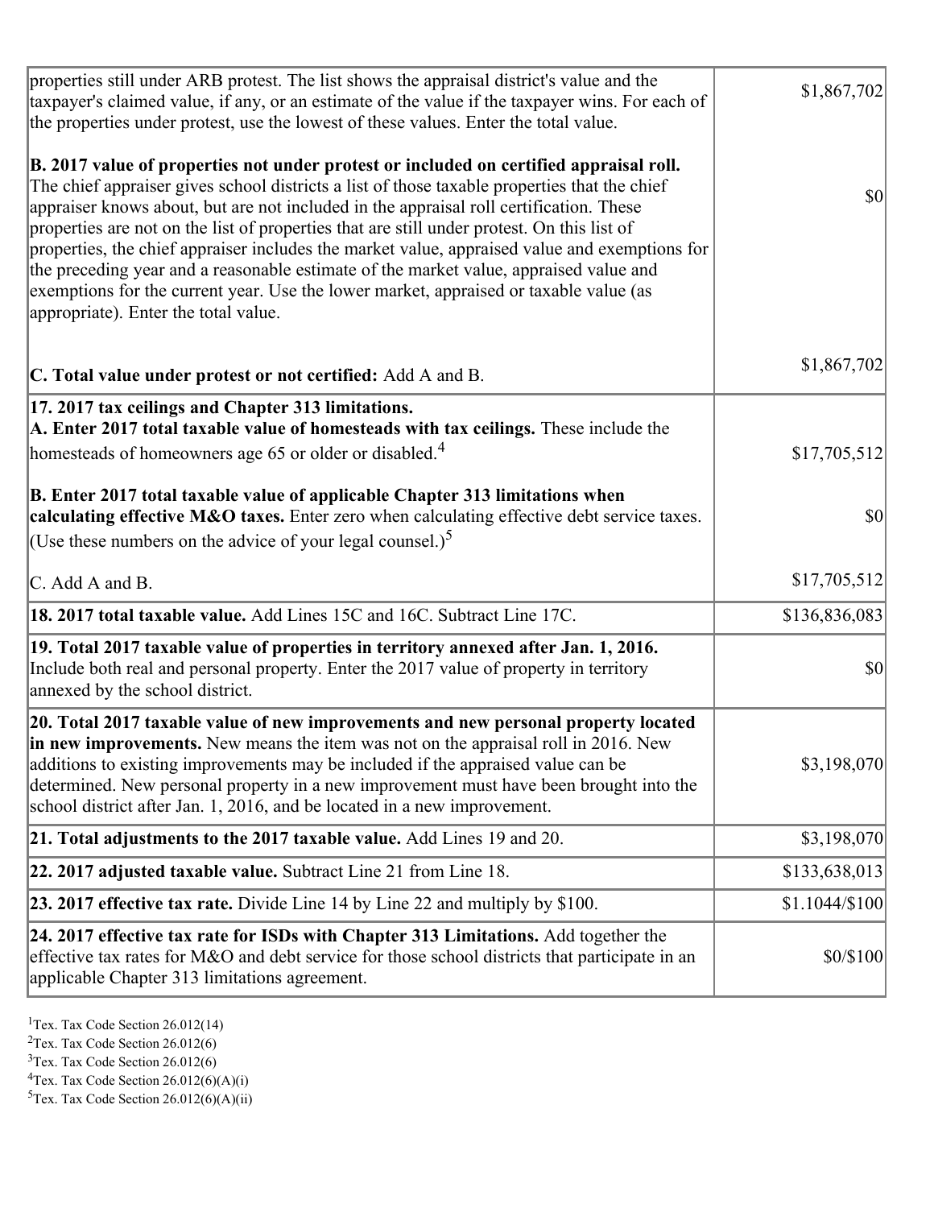| | |
|---|---|
| properties still under ARB protest. The list shows the appraisal district's value and the taxpayer's claimed value, if any, or an estimate of the value if the taxpayer wins. For each of the properties under protest, use the lowest of these values. Enter the total value.<br><br>**B. 2017 value of properties not under protest or included on certified appraisal roll.** The chief appraiser gives school districts a list of those taxable properties that the chief appraiser knows about, but are not included in the appraisal roll certification. These properties are not on the list of properties that are still under protest. On this list of properties, the chief appraiser includes the market value, appraised value and exemptions for the preceding year and a reasonable estimate of the market value, appraised value and exemptions for the current year. Use the lower market, appraised or taxable value (as appropriate). Enter the total value.<br><br>**C. Total value under protest or not certified:** Add A and B. | $1,867,702<br><br>$0<br><br>$1,867,702 |
| **17. 2017 tax ceilings and Chapter 313 limitations.**<br>**A. Enter 2017 total taxable value of homesteads with tax ceilings.** These include the homesteads of homeowners age 65 or older or disabled.[4]<br><br>**B. Enter 2017 total taxable value of applicable Chapter 313 limitations when calculating effective M&O taxes.** Enter zero when calculating effective debt service taxes. (Use these numbers on the advice of your legal counsel.)[5]<br><br>C. Add A and B. | $17,705,512<br><br>$0<br><br>$17,705,512 |
| **18. 2017 total taxable value.** Add Lines 15C and 16C. Subtract Line 17C. | $136,836,083 |
| **19. Total 2017 taxable value of properties in territory annexed after Jan. 1, 2016.** Include both real and personal property. Enter the 2017 value of property in territory annexed by the school district. | $0 |
| **20. Total 2017 taxable value of new improvements and new personal property located in new improvements.** New means the item was not on the appraisal roll in 2016. New additions to existing improvements may be included if the appraised value can be determined. New personal property in a new improvement must have been brought into the school district after Jan. 1, 2016, and be located in a new improvement. | $3,198,070 |
| **21. Total adjustments to the 2017 taxable value.** Add Lines 19 and 20. | $3,198,070 |
| **22. 2017 adjusted taxable value.** Subtract Line 21 from Line 18. | $133,638,013 |
| **23. 2017 effective tax rate.** Divide Line 14 by Line 22 and multiply by $100. | $1.1044/$100 |
| **24. 2017 effective tax rate for ISDs with Chapter 313 Limitations.** Add together the effective tax rates for M&O and debt service for those school districts that participate in an applicable Chapter 313 limitations agreement. | $0/$100 |

[1]Tex. Tax Code Section 26.012(14)
[2]Tex. Tax Code Section 26.012(6)
[3]Tex. Tax Code Section 26.012(6)
[4]Tex. Tax Code Section 26.012(6)(A)(i)
[5]Tex. Tax Code Section 26.012(6)(A)(ii)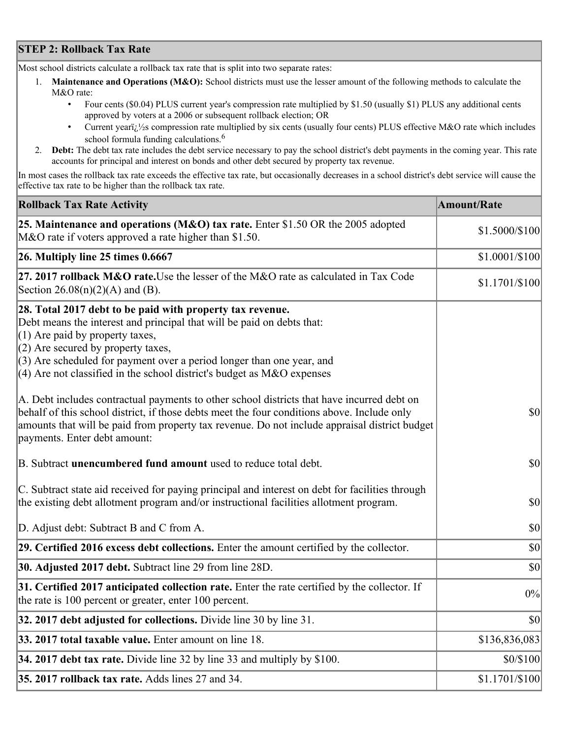## STEP 2: Rollback Tax Rate

Most school districts calculate a rollback tax rate that is split into two separate rates:

1. **Maintenance and Operations (M&O):** School districts must use the lesser amount of the following methods to calculate the M&O rate:
   - Four cents ($0.04) PLUS current year's compression rate multiplied by $1.50 (usually $1) PLUS any additional cents approved by voters at a 2006 or subsequent rollback election; OR
   - Current yearï¿½s compression rate multiplied by six cents (usually four cents) PLUS effective M&O rate which includes school formula funding calculations.[6]
2. **Debt:** The debt tax rate includes the debt service necessary to pay the school district's debt payments in the coming year. This rate accounts for principal and interest on bonds and other debt secured by property tax revenue.

In most cases the rollback tax rate exceeds the effective tax rate, but occasionally decreases in a school district's debt service will cause the effective tax rate to be higher than the rollback tax rate.

| Rollback Tax Rate Activity | Amount/Rate |
|---|---|
| **25. Maintenance and operations (M&O) tax rate.** Enter $1.50 OR the 2005 adopted M&O rate if voters approved a rate higher than $1.50. | $1.5000/$100 |
| **26. Multiply line 25 times 0.6667** | $1.0001/$100 |
| **27. 2017 rollback M&O rate.** Use the lesser of the M&O rate as calculated in Tax Code Section 26.08(n)(2)(A) and (B). | $1.1701/$100 |
| **28. Total 2017 debt to be paid with property tax revenue.** Debt means the interest and principal that will be paid on debts that: (1) Are paid by property taxes, (2) Are secured by property taxes, (3) Are scheduled for payment over a period longer than one year, and (4) Are not classified in the school district's budget as M&O expenses | |
| A. Debt includes contractual payments to other school districts that have incurred debt on behalf of this school district, if those debts meet the four conditions above. Include only amounts that will be paid from property tax revenue. Do not include appraisal district budget payments. Enter debt amount: | $0 |
| B. Subtract **unencumbered fund amount** used to reduce total debt. | $0 |
| C. Subtract state aid received for paying principal and interest on debt for facilities through the existing debt allotment program and/or instructional facilities allotment program. | $0 |
| D. Adjust debt: Subtract B and C from A. | $0 |
| **29. Certified 2016 excess debt collections.** Enter the amount certified by the collector. | $0 |
| **30. Adjusted 2017 debt.** Subtract line 29 from line 28D. | $0 |
| **31. Certified 2017 anticipated collection rate.** Enter the rate certified by the collector. If the rate is 100 percent or greater, enter 100 percent. | 0% |
| **32. 2017 debt adjusted for collections.** Divide line 30 by line 31. | $0 |
| **33. 2017 total taxable value.** Enter amount on line 18. | $136,836,083 |
| **34. 2017 debt tax rate.** Divide line 32 by line 33 and multiply by $100. | $0/$100 |
| **35. 2017 rollback tax rate.** Adds lines 27 and 34. | $1.1701/$100 |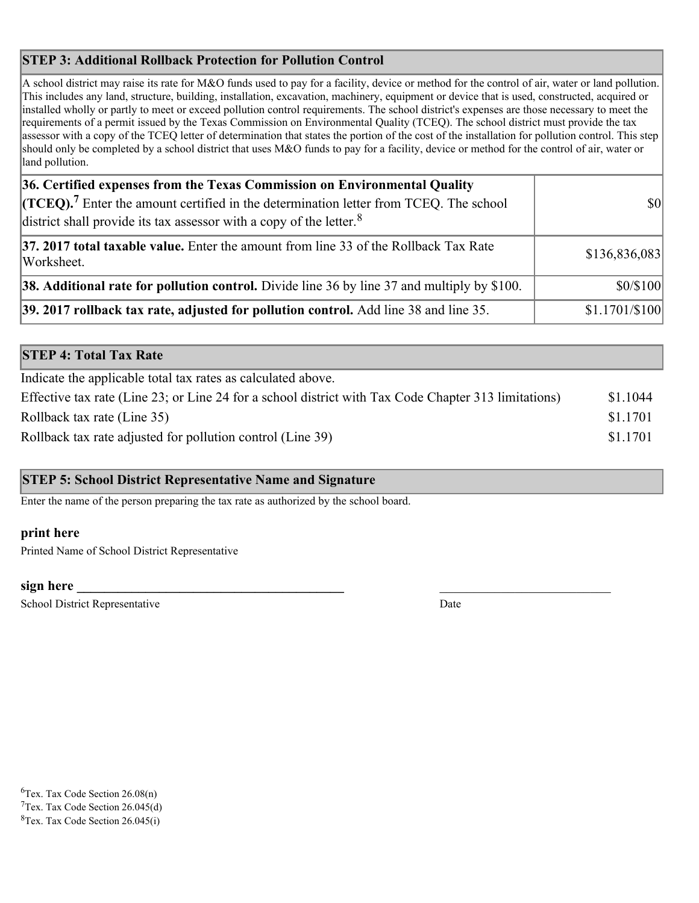## STEP 3: Additional Rollback Protection for Pollution Control

A school district may raise its rate for M&O funds used to pay for a facility, device or method for the control of air, water or land pollution. This includes any land, structure, building, installation, excavation, machinery, equipment or device that is used, constructed, acquired or installed wholly or partly to meet or exceed pollution control requirements. The school district's expenses are those necessary to meet the requirements of a permit issued by the Texas Commission on Environmental Quality (TCEQ). The school district must provide the tax assessor with a copy of the TCEQ letter of determination that states the portion of the cost of the installation for pollution control. This step should only be completed by a school district that uses M&O funds to pay for a facility, device or method for the control of air, water or land pollution.

| | |
|---|---|
| **36. Certified expenses from the Texas Commission on Environmental Quality (TCEQ).**[7] Enter the amount certified in the determination letter from TCEQ. The school district shall provide its tax assessor with a copy of the letter.[8] | $0 |
| **37. 2017 total taxable value.** Enter the amount from line 33 of the Rollback Tax Rate Worksheet. | $136,836,083 |
| **38. Additional rate for pollution control.** Divide line 36 by line 37 and multiply by $100. | $0/$100 |
| **39. 2017 rollback tax rate, adjusted for pollution control.** Add line 38 and line 35. | $1.1701/$100 |

## STEP 4: Total Tax Rate

Indicate the applicable total tax rates as calculated above.

| | |
|---|---|
| Effective tax rate (Line 23; or Line 24 for a school district with Tax Code Chapter 313 limitations) | $1.1044 |
| Rollback tax rate (Line 35) | $1.1701 |
| Rollback tax rate adjusted for pollution control (Line 39) | $1.1701 |

## STEP 5: School District Representative Name and Signature

Enter the name of the person preparing the tax rate as authorized by the school board.

**print here**

Printed Name of School District Representative

**sign here** ________________________________________ ____________________________

School District Representative Date

[6]Tex. Tax Code Section 26.08(n)
[7]Tex. Tax Code Section 26.045(d)
[8]Tex. Tax Code Section 26.045(i)